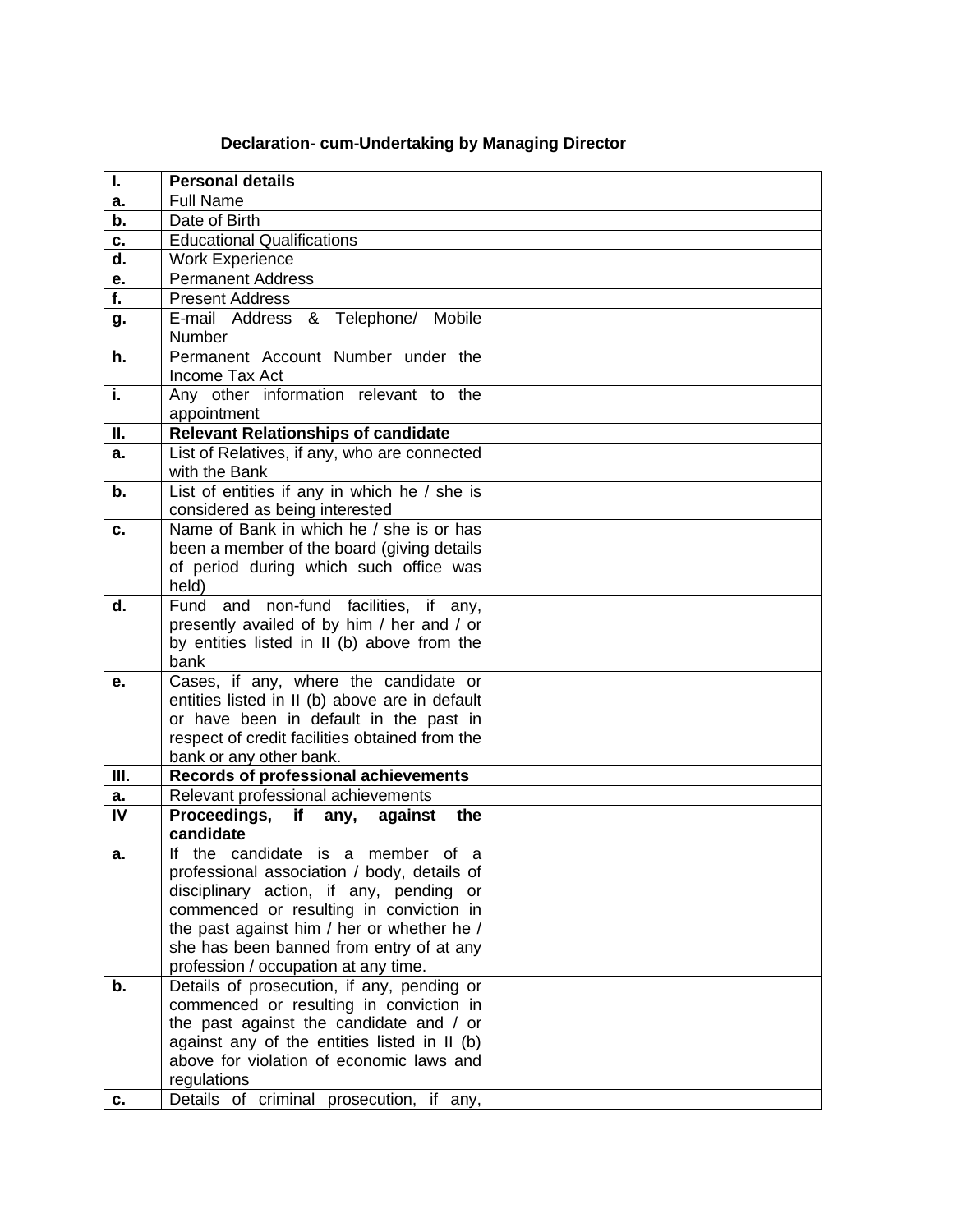### Declaration- cum-Undertaking by Managing Director

| | | |
|---|---|---|
| **I.** | **Personal details** | |
| **a.** | Full Name | |
| **b.** | Date of Birth | |
| **c.** | Educational Qualifications | |
| **d.** | Work Experience | |
| **e.** | Permanent Address | |
| **f.** | Present Address | |
| **g.** | E-mail Address & Telephone/ Mobile Number | |
| **h.** | Permanent Account Number under the Income Tax Act | |
| **i.** | Any other information relevant to the appointment | |
| **II.** | **Relevant Relationships of candidate** | |
| **a.** | List of Relatives, if any, who are connected with the Bank | |
| **b.** | List of entities if any in which he / she is considered as being interested | |
| **c.** | Name of Bank in which he / she is or has been a member of the board (giving details of period during which such office was held) | |
| **d.** | Fund and non-fund facilities, if any, presently availed of by him / her and / or by entities listed in II (b) above from the bank | |
| **e.** | Cases, if any, where the candidate or entities listed in II (b) above are in default or have been in default in the past in respect of credit facilities obtained from the bank or any other bank. | |
| **III.** | **Records of professional achievements** | |
| **a.** | Relevant professional achievements | |
| **IV** | **Proceedings, if any, against the candidate** | |
| **a.** | If the candidate is a member of a professional association / body, details of disciplinary action, if any, pending or commenced or resulting in conviction in the past against him / her or whether he / she has been banned from entry of at any profession / occupation at any time. | |
| **b.** | Details of prosecution, if any, pending or commenced or resulting in conviction in the past against the candidate and / or against any of the entities listed in II (b) above for violation of economic laws and regulations | |
| **c.** | Details of criminal prosecution, if any, | |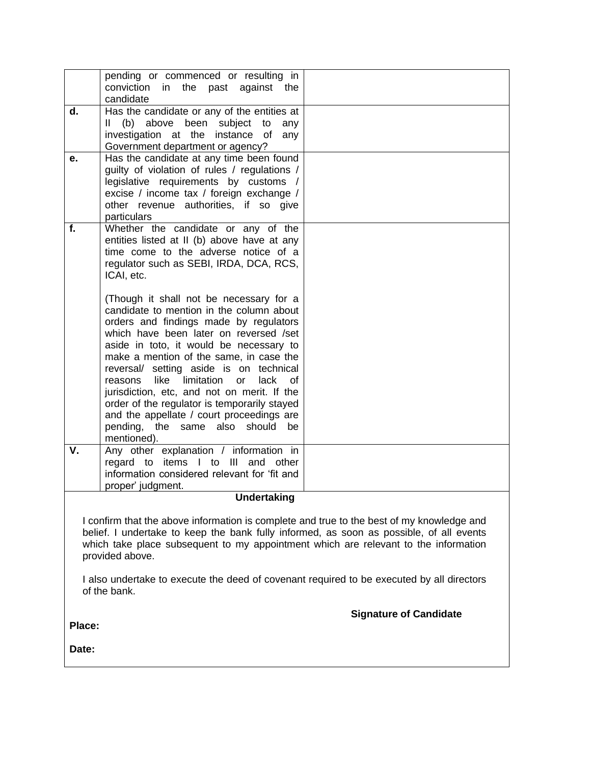| | | |
|---|---|---|
| | pending or commenced or resulting in conviction in the past against the candidate | |
| **d.** | Has the candidate or any of the entities at II (b) above been subject to any investigation at the instance of any Government department or agency? | |
| **e.** | Has the candidate at any time been found guilty of violation of rules / regulations / legislative requirements by customs / excise / income tax / foreign exchange / other revenue authorities, if so give particulars | |
| **f.** | Whether the candidate or any of the entities listed at II (b) above have at any time come to the adverse notice of a regulator such as SEBI, IRDA, DCA, RCS, ICAI, etc.<br><br>(Though it shall not be necessary for a candidate to mention in the column about orders and findings made by regulators which have been later on reversed /set aside in toto, it would be necessary to make a mention of the same, in case the reversal/ setting aside is on technical reasons like limitation or lack of jurisdiction, etc, and not on merit. If the order of the regulator is temporarily stayed and the appellate / court proceedings are pending, the same also should be mentioned). | |
| **V.** | Any other explanation / information in regard to items I to III and other information considered relevant for 'fit and proper' judgment. | |

**Undertaking**

I confirm that the above information is complete and true to the best of my knowledge and belief. I undertake to keep the bank fully informed, as soon as possible, of all events which take place subsequent to my appointment which are relevant to the information provided above.

I also undertake to execute the deed of covenant required to be executed by all directors of the bank.

**Signature of Candidate**

**Place:**

**Date:**